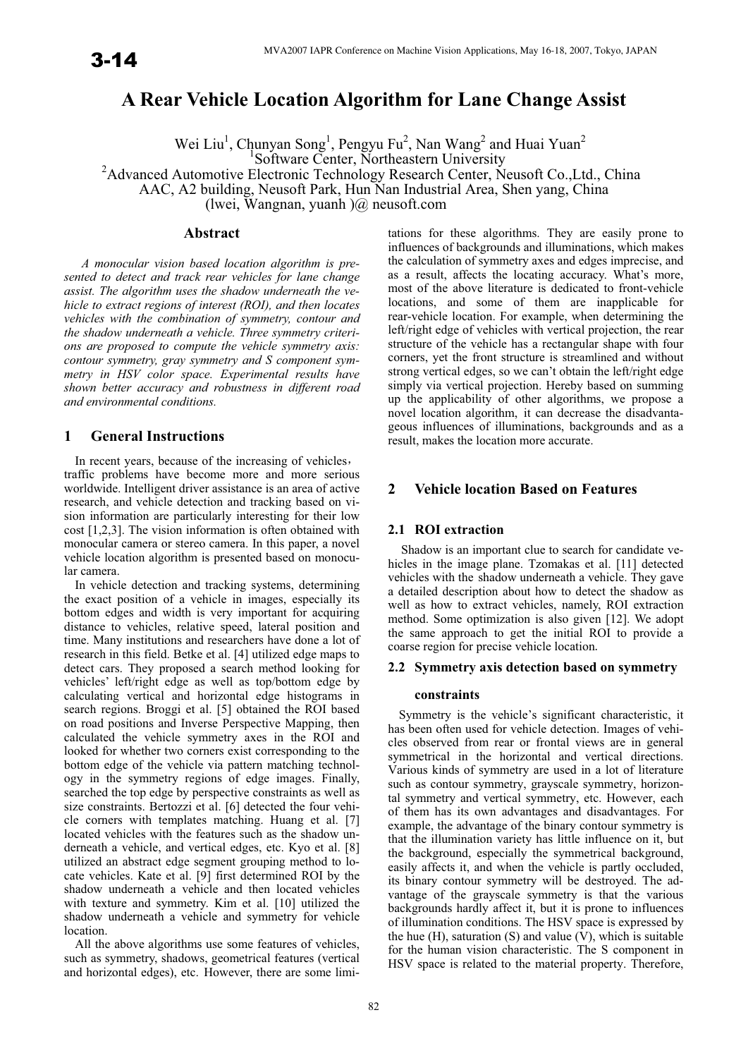3-14

# A Rear Vehicle Location Algorithm for Lane Change Assist

Wei Liu[1], Chunyan Song[1], Pengyu Fu[2], Nan Wang[2] and Huai Yuan[2]

[1]Software Center, Northeastern University

[2]Advanced Automotive Electronic Technology Research Center, Neusoft Co.,Ltd., China

AAC, A2 building, Neusoft Park, Hun Nan Industrial Area, Shen yang, China

(lwei, Wangnan, yuanh )@ neusoft.com

## Abstract

*A monocular vision based location algorithm is presented to detect and track rear vehicles for lane change assist. The algorithm uses the shadow underneath the vehicle to extract regions of interest (ROI), and then locates vehicles with the combination of symmetry, contour and the shadow underneath a vehicle. Three symmetry criterions are proposed to compute the vehicle symmetry axis: contour symmetry, gray symmetry and S component symmetry in HSV color space. Experimental results have shown better accuracy and robustness in different road and environmental conditions.*

## 1 General Instructions

In recent years, because of the increasing of vehicles, traffic problems have become more and more serious worldwide. Intelligent driver assistance is an area of active research, and vehicle detection and tracking based on vision information are particularly interesting for their low cost [1,2,3]. The vision information is often obtained with monocular camera or stereo camera. In this paper, a novel vehicle location algorithm is presented based on monocular camera.

In vehicle detection and tracking systems, determining the exact position of a vehicle in images, especially its bottom edges and width is very important for acquiring distance to vehicles, relative speed, lateral position and time. Many institutions and researchers have done a lot of research in this field. Betke et al. [4] utilized edge maps to detect cars. They proposed a search method looking for vehicles' left/right edge as well as top/bottom edge by calculating vertical and horizontal edge histograms in search regions. Broggi et al. [5] obtained the ROI based on road positions and Inverse Perspective Mapping, then calculated the vehicle symmetry axes in the ROI and looked for whether two corners exist corresponding to the bottom edge of the vehicle via pattern matching technology in the symmetry regions of edge images. Finally, searched the top edge by perspective constraints as well as size constraints. Bertozzi et al. [6] detected the four vehicle corners with templates matching. Huang et al. [7] located vehicles with the features such as the shadow underneath a vehicle, and vertical edges, etc. Kyo et al. [8] utilized an abstract edge segment grouping method to locate vehicles. Kate et al. [9] first determined ROI by the shadow underneath a vehicle and then located vehicles with texture and symmetry. Kim et al. [10] utilized the shadow underneath a vehicle and symmetry for vehicle location.

All the above algorithms use some features of vehicles, such as symmetry, shadows, geometrical features (vertical and horizontal edges), etc. However, there are some limitations for these algorithms. They are easily prone to influences of backgrounds and illuminations, which makes the calculation of symmetry axes and edges imprecise, and as a result, affects the locating accuracy. What's more, most of the above literature is dedicated to front-vehicle locations, and some of them are inapplicable for rear-vehicle location. For example, when determining the left/right edge of vehicles with vertical projection, the rear structure of the vehicle has a rectangular shape with four corners, yet the front structure is streamlined and without strong vertical edges, so we can't obtain the left/right edge simply via vertical projection. Hereby based on summing up the applicability of other algorithms, we propose a novel location algorithm, it can decrease the disadvantageous influences of illuminations, backgrounds and as a result, makes the location more accurate.

## 2 Vehicle location Based on Features

### 2.1 ROI extraction

Shadow is an important clue to search for candidate vehicles in the image plane. Tzomakas et al. [11] detected vehicles with the shadow underneath a vehicle. They gave a detailed description about how to detect the shadow as well as how to extract vehicles, namely, ROI extraction method. Some optimization is also given [12]. We adopt the same approach to get the initial ROI to provide a coarse region for precise vehicle location.

### 2.2 Symmetry axis detection based on symmetry constraints

Symmetry is the vehicle's significant characteristic, it has been often used for vehicle detection. Images of vehicles observed from rear or frontal views are in general symmetrical in the horizontal and vertical directions. Various kinds of symmetry are used in a lot of literature such as contour symmetry, grayscale symmetry, horizontal symmetry and vertical symmetry, etc. However, each of them has its own advantages and disadvantages. For example, the advantage of the binary contour symmetry is that the illumination variety has little influence on it, but the background, especially the symmetrical background, easily affects it, and when the vehicle is partly occluded, its binary contour symmetry will be destroyed. The advantage of the grayscale symmetry is that the various backgrounds hardly affect it, but it is prone to influences of illumination conditions. The HSV space is expressed by the hue (H), saturation (S) and value (V), which is suitable for the human vision characteristic. The S component in HSV space is related to the material property. Therefore,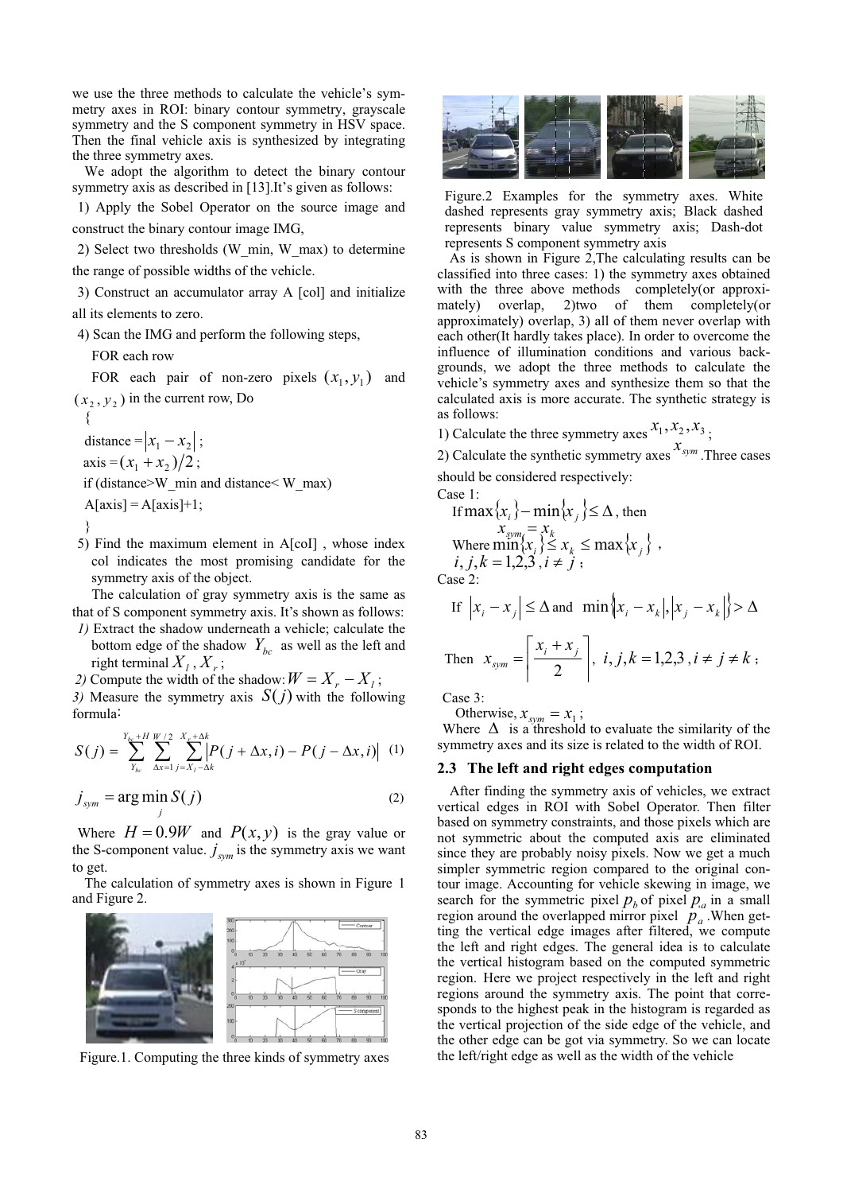we use the three methods to calculate the vehicle's symmetry axes in ROI: binary contour symmetry, grayscale symmetry and the S component symmetry in HSV space. Then the final vehicle axis is synthesized by integrating the three symmetry axes.

We adopt the algorithm to detect the binary contour symmetry axis as described in [13].It's given as follows:

1) Apply the Sobel Operator on the source image and construct the binary contour image IMG,

2) Select two thresholds (W_min, W_max) to determine the range of possible widths of the vehicle.

3) Construct an accumulator array A [col] and initialize all its elements to zero.

4) Scan the IMG and perform the following steps,

FOR each row

FOR each pair of non-zero pixels $(x_1, y_1)$ and $(x_2, y_2)$ in the current row, Do

{

distance = $|x_1 - x_2|$;

axis = $(x_1 + x_2)/2$;

if (distance>W_min and distance< W_max)

A[axis] = A[axis]+1;

}

5) Find the maximum element in A[coI] , whose index col indicates the most promising candidate for the symmetry axis of the object.

The calculation of gray symmetry axis is the same as that of S component symmetry axis. It's shown as follows:

*1)* Extract the shadow underneath a vehicle; calculate the bottom edge of the shadow $Y_{bc}$ as well as the left and right terminal $X_l$, $X_r$;

*2)* Compute the width of the shadow: $W = X_r - X_l$;

*3)* Measure the symmetry axis $S(j)$ with the following formula:

$$S(j) = \sum_{Y_{bc}}^{Y_{bc}+H} \sum_{\Delta x=1}^{W/2} \sum_{j=X_l-\Delta k}^{X_r+\Delta k} |P(j+\Delta x, i) - P(j-\Delta x, i)| \quad (1)$$

$$j_{sym} = \arg\min_{j} S(j) \quad (2)$$

Where $H = 0.9W$ and $P(x, y)$ is the gray value or the S-component value. $j_{sym}$ is the symmetry axis we want to get.

The calculation of symmetry axes is shown in Figure 1 and Figure 2.

Contour

Gray

S component

Figure.1. Computing the three kinds of symmetry axes

Figure.2 Examples for the symmetry axes. White dashed represents gray symmetry axis; Black dashed represents binary value symmetry axis; Dash-dot represents S component symmetry axis

As is shown in Figure 2,The calculating results can be classified into three cases: 1) the symmetry axes obtained with the three above methods completely(or approximately) overlap, 2)two of them completely(or approximately) overlap, 3) all of them never overlap with each other(It hardly takes place). In order to overcome the influence of illumination conditions and various backgrounds, we adopt the three methods to calculate the vehicle's symmetry axes and synthesize them so that the calculated axis is more accurate. The synthetic strategy is as follows:

1) Calculate the three symmetry axes $x_1, x_2, x_3$;

2) Calculate the synthetic symmetry axes $x_{sym}$ .Three cases should be considered respectively:

Case 1:

If $\max\{x_i\} - \min\{x_j\} \le \Delta$, then $x_{sym} = x_k$

Where $\min\{x_i\} \le x_k \le \max\{x_j\}$, $i, j, k = 1,2,3$, $i \ne j$;

Case 2:

If $|x_i - x_j| \le \Delta$ and $\min\{|x_i - x_k|, |x_j - x_k|\} > \Delta$

Then $x_{sym} = \left\lceil \frac{x_i + x_j}{2} \right\rceil$, $i, j, k = 1,2,3$, $i \ne j \ne k$;

Case 3:

Otherwise, $x_{sym} = x_1$;

Where $\Delta$ is a threshold to evaluate the similarity of the symmetry axes and its size is related to the width of ROI.

### 2.3 The left and right edges computation

After finding the symmetry axis of vehicles, we extract vertical edges in ROI with Sobel Operator. Then filter based on symmetry constraints, and those pixels which are not symmetric about the computed axis are eliminated since they are probably noisy pixels. Now we get a much simpler symmetric region compared to the original contour image. Accounting for vehicle skewing in image, we search for the symmetric pixel $p_b$ of pixel $p_a$ in a small region arround the overlapped mirror pixel $p_a$ .When getting the vertical edge images after filtered, we compute the left and right edges. The general idea is to calculate the vertical histogram based on the computed symmetric region. Here we project respectively in the left and right regions around the symmetry axis. The point that corresponds to the highest peak in the histogram is regarded as the vertical projection of the side edge of the vehicle, and the other edge can be got via symmetry. So we can locate the left/right edge as well as the width of the vehicle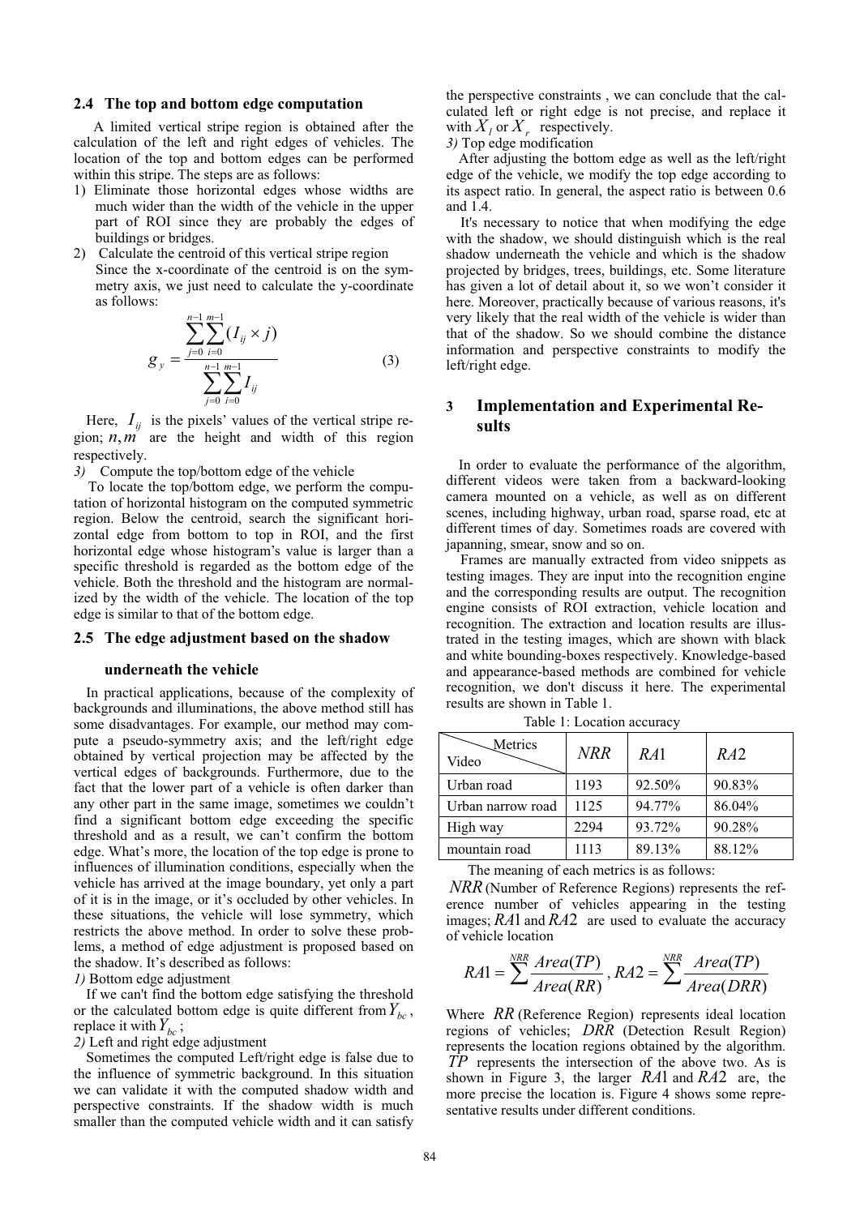### 2.4 The top and bottom edge computation

A limited vertical stripe region is obtained after the calculation of the left and right edges of vehicles. The location of the top and bottom edges can be performed within this stripe. The steps are as follows:

1) Eliminate those horizontal edges whose widths are much wider than the width of the vehicle in the upper part of ROI since they are probably the edges of buildings or bridges.
2) Calculate the centroid of this vertical stripe region

Since the x-coordinate of the centroid is on the symmetry axis, we just need to calculate the y-coordinate as follows:

$$g_y = \frac{\sum_{j=0}^{n-1}\sum_{i=0}^{m-1}(I_{ij} \times j)}{\sum_{j=0}^{n-1}\sum_{i=0}^{m-1} I_{ij}} \quad (3)$$

Here, $I_{ij}$ is the pixels' values of the vertical stripe region; $n, m$ are the height and width of this region respectively.

3) Compute the top/bottom edge of the vehicle

To locate the top/bottom edge, we perform the computation of horizontal histogram on the computed symmetric region. Below the centroid, search the significant horizontal edge from bottom to top in ROI, and the first horizontal edge whose histogram's value is larger than a specific threshold is regarded as the bottom edge of the vehicle. Both the threshold and the histogram are normalized by the width of the vehicle. The location of the top edge is similar to that of the bottom edge.

### 2.5 The edge adjustment based on the shadow underneath the vehicle

In practical applications, because of the complexity of backgrounds and illuminations, the above method still has some disadvantages. For example, our method may compute a pseudo-symmetry axis; and the left/right edge obtained by vertical projection may be affected by the vertical edges of backgrounds. Furthermore, due to the fact that the lower part of a vehicle is often darker than any other part in the same image, sometimes we couldn't find a significant bottom edge exceeding the specific threshold and as a result, we can't confirm the bottom edge. What's more, the location of the top edge is prone to influences of illumination conditions, especially when the vehicle has arrived at the image boundary, yet only a part of it is in the image, or it's occluded by other vehicles. In these situations, the vehicle will lose symmetry, which restricts the above method. In order to solve these problems, a method of edge adjustment is proposed based on the shadow. It's described as follows:

*1)* Bottom edge adjustment

If we can't find the bottom edge satisfying the threshold or the calculated bottom edge is quite different from $Y_{bc}$, replace it with $Y_{bc}$;

*2)* Left and right edge adjustment

Sometimes the computed Left/right edge is false due to the influence of symmetric background. In this situation we can validate it with the computed shadow width and perspective constraints. If the shadow width is much smaller than the computed vehicle width and it can satisfy the perspective constraints , we can conclude that the calculated left or right edge is not precise, and replace it with $X_l$ or $X_r$ respectively.

*3)* Top edge modification

After adjusting the bottom edge as well as the left/right edge of the vehicle, we modify the top edge according to its aspect ratio. In general, the aspect ratio is between 0.6 and 1.4.

It's necessary to notice that when modifying the edge with the shadow, we should distinguish which is the real shadow underneath the vehicle and which is the shadow projected by bridges, trees, buildings, etc. Some literature has given a lot of detail about it, so we won't consider it here. Moreover, practically because of various reasons, it's very likely that the real width of the vehicle is wider than that of the shadow. So we should combine the distance information and perspective constraints to modify the left/right edge.

## 3 Implementation and Experimental Results

In order to evaluate the performance of the algorithm, different videos were taken from a backward-looking camera mounted on a vehicle, as well as on different scenes, including highway, urban road, sparse road, etc at different times of day. Sometimes roads are covered with japanning, smear, snow and so on.

Frames are manually extracted from video snippets as testing images. They are input into the recognition engine and the corresponding results are output. The recognition engine consists of ROI extraction, vehicle location and recognition. The extraction and location results are illustrated in the testing images, which are shown with black and white bounding-boxes respectively. Knowledge-based and appearance-based methods are combined for vehicle recognition, we don't discuss it here. The experimental results are shown in Table 1.

Table 1: Location accuracy

| Video \ Metrics | $NRR$ | $RA1$ | $RA2$ |
|---|---|---|---|
| Urban road | 1193 | 92.50% | 90.83% |
| Urban narrow road | 1125 | 94.77% | 86.04% |
| High way | 2294 | 93.72% | 90.28% |
| mountain road | 1113 | 89.13% | 88.12% |

The meaning of each metrics is as follows:

$NRR$ (Number of Reference Regions) represents the reference number of vehicles appearing in the testing images; $RA1$ and $RA2$ are used to evaluate the accuracy of vehicle location

$$RA1 = \sum^{NRR} \frac{Area(TP)}{Area(RR)}, RA2 = \sum^{NRR} \frac{Area(TP)}{Area(DRR)}$$

Where $RR$ (Reference Region) represents ideal location regions of vehicles; $DRR$ (Detection Result Region) represents the location regions obtained by the algorithm. $TP$ represents the intersection of the above two. As is shown in Figure 3, the larger $RA1$ and $RA2$ are, the more precise the location is. Figure 4 shows some representative results under different conditions.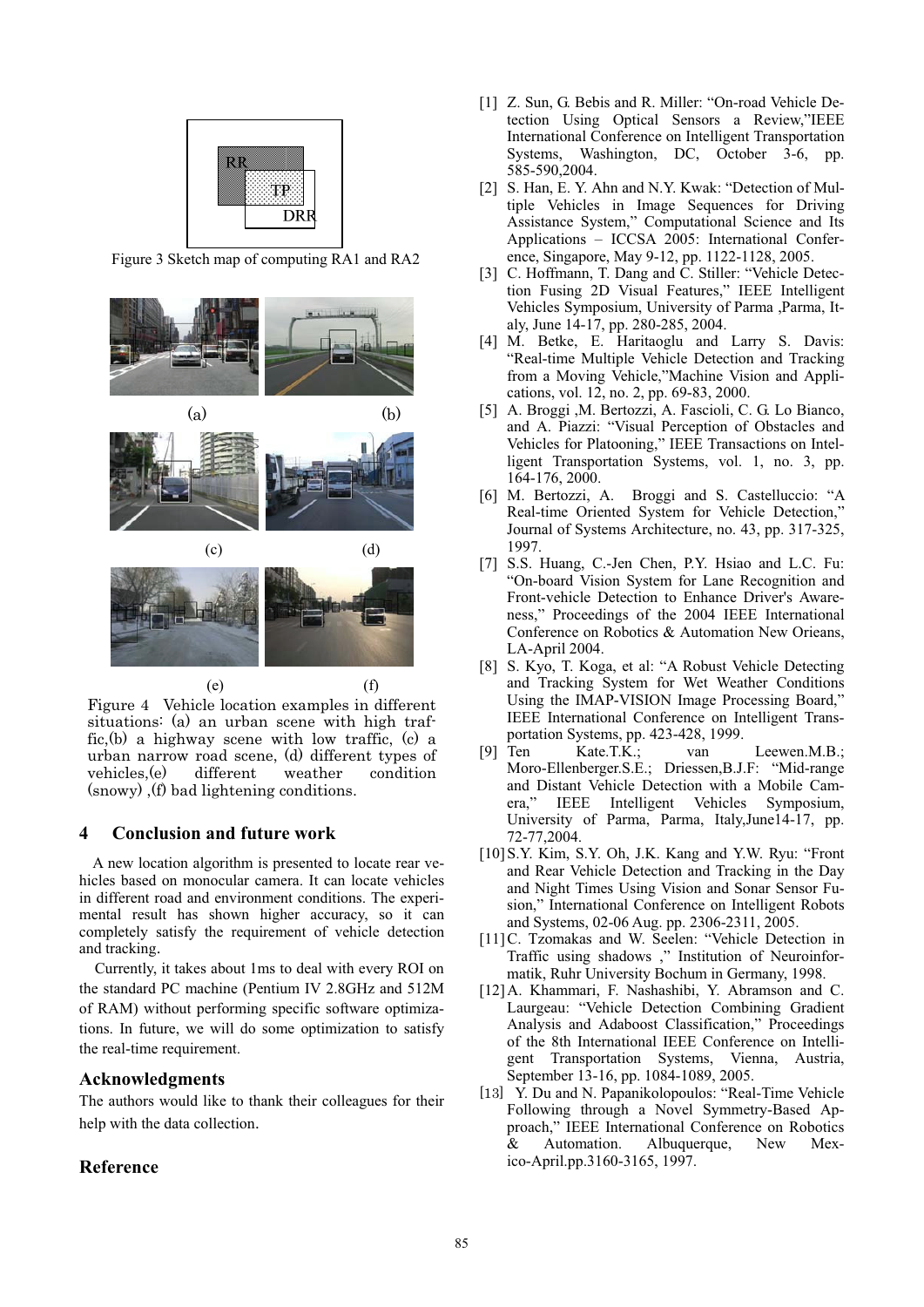RR

TP

DRR

Figure 3 Sketch map of computing RA1 and RA2

(a) (b)

(c) (d)

(e) (f)

Figure 4 Vehicle location examples in different situations: (a) an urban scene with high traffic,(b) a highway scene with low traffic, (c) a urban narrow road scene, (d) different types of vehicles,(e) different weather condition (snowy) ,(f) bad lightening conditions.

## 4 Conclusion and future work

A new location algorithm is presented to locate rear vehicles based on monocular camera. It can locate vehicles in different road and environment conditions. The experimental result has shown higher accuracy, so it can completely satisfy the requirement of vehicle detection and tracking.

Currently, it takes about 1ms to deal with every ROI on the standard PC machine (Pentium IV 2.8GHz and 512M of RAM) without performing specific software optimizations. In future, we will do some optimization to satisfy the real-time requirement.

## Acknowledgments

The authors would like to thank their colleagues for their help with the data collection.

## Reference

[1] Z. Sun, G. Bebis and R. Miller: "On-road Vehicle Detection Using Optical Sensors a Review,"IEEE International Conference on Intelligent Transportation Systems, Washington, DC, October 3-6, pp. 585-590,2004.

[2] S. Han, E. Y. Ahn and N.Y. Kwak: "Detection of Multiple Vehicles in Image Sequences for Driving Assistance System," Computational Science and Its Applications – ICCSA 2005: International Conference, Singapore, May 9-12, pp. 1122-1128, 2005.

[3] C. Hoffmann, T. Dang and C. Stiller: "Vehicle Detection Fusing 2D Visual Features," IEEE Intelligent Vehicles Symposium, University of Parma ,Parma, Italy, June 14-17, pp. 280-285, 2004.

[4] M. Betke, E. Haritaoglu and Larry S. Davis: "Real-time Multiple Vehicle Detection and Tracking from a Moving Vehicle,"Machine Vision and Applications, vol. 12, no. 2, pp. 69-83, 2000.

[5] A. Broggi ,M. Bertozzi, A. Fascioli, C. G. Lo Bianco, and A. Piazzi: "Visual Perception of Obstacles and Vehicles for Platooning," IEEE Transactions on Intelligent Transportation Systems, vol. 1, no. 3, pp. 164-176, 2000.

[6] M. Bertozzi, A. Broggi and S. Castelluccio: "A Real-time Oriented System for Vehicle Detection," Journal of Systems Architecture, no. 43, pp. 317-325, 1997.

[7] S.S. Huang, C.-Jen Chen, P.Y. Hsiao and L.C. Fu: "On-board Vision System for Lane Recognition and Front-vehicle Detection to Enhance Driver's Awareness," Proceedings of the 2004 IEEE International Conference on Robotics & Automation New Orieans, LA-April 2004.

[8] S. Kyo, T. Koga, et al: "A Robust Vehicle Detecting and Tracking System for Wet Weather Conditions Using the IMAP-VISION Image Processing Board," IEEE International Conference on Intelligent Transportation Systems, pp. 423-428, 1999.

[9] Ten Kate.T.K.; van Leewen.M.B.; Moro-Ellenberger.S.E.; Driessen,B.J.F: "Mid-range and Distant Vehicle Detection with a Mobile Camera," IEEE Intelligent Vehicles Symposium, University of Parma, Parma, Italy,June14-17, pp. 72-77,2004.

[10] S.Y. Kim, S.Y. Oh, J.K. Kang and Y.W. Ryu: "Front and Rear Vehicle Detection and Tracking in the Day and Night Times Using Vision and Sonar Sensor Fusion," International Conference on Intelligent Robots and Systems, 02-06 Aug. pp. 2306-2311, 2005.

[11] C. Tzomakas and W. Seelen: "Vehicle Detection in Traffic using shadows ," Institution of Neuroinformatik, Ruhr University Bochum in Germany, 1998.

[12] A. Khammari, F. Nashashibi, Y. Abramson and C. Laurgeau: "Vehicle Detection Combining Gradient Analysis and Adaboost Classification," Proceedings of the 8th International IEEE Conference on Intelligent Transportation Systems, Vienna, Austria, September 13-16, pp. 1084-1089, 2005.

[13] Y. Du and N. Papanikolopoulos: "Real-Time Vehicle Following through a Novel Symmetry-Based Approach," IEEE International Conference on Robotics & Automation. Albuquerque, New Mexico-April.pp.3160-3165, 1997.